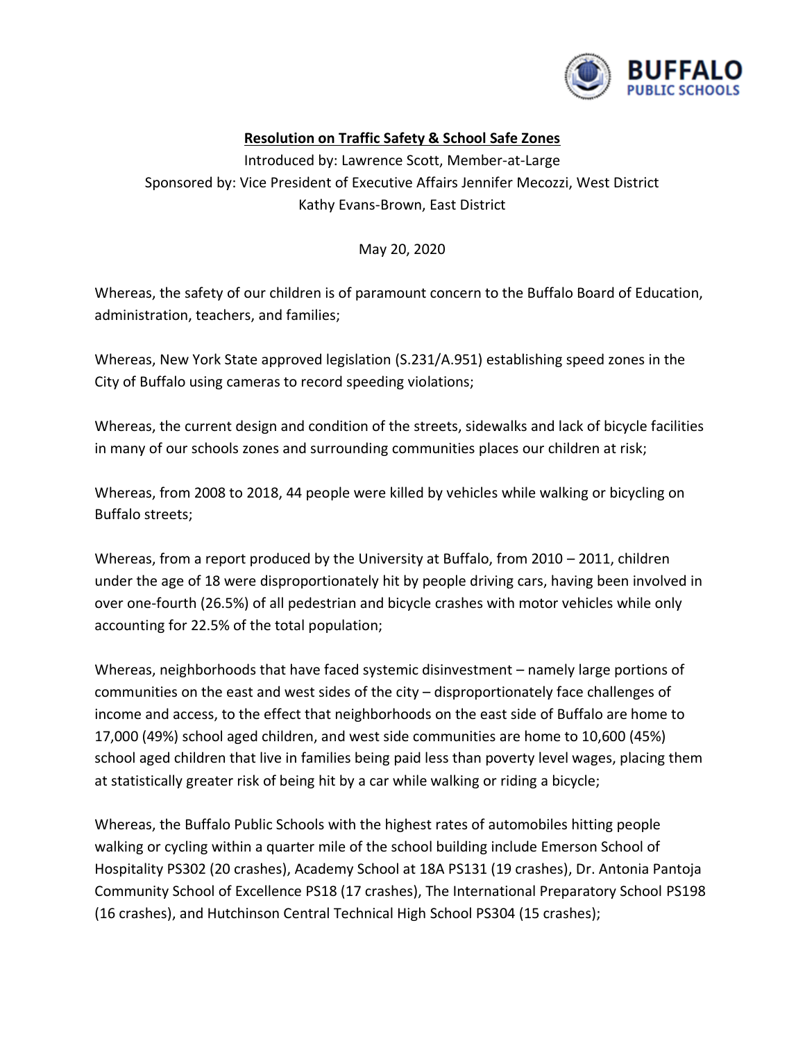BUFFALO PUBLIC SCHOOLS

## Resolution on Traffic Safety & School Safe Zones

Introduced by: Lawrence Scott, Member-at-Large
Sponsored by: Vice President of Executive Affairs Jennifer Mecozzi, West District
Kathy Evans-Brown, East District

May 20, 2020

Whereas, the safety of our children is of paramount concern to the Buffalo Board of Education, administration, teachers, and families;

Whereas, New York State approved legislation (S.231/A.951) establishing speed zones in the City of Buffalo using cameras to record speeding violations;

Whereas, the current design and condition of the streets, sidewalks and lack of bicycle facilities in many of our schools zones and surrounding communities places our children at risk;

Whereas, from 2008 to 2018, 44 people were killed by vehicles while walking or bicycling on Buffalo streets;

Whereas, from a report produced by the University at Buffalo, from 2010 – 2011, children under the age of 18 were disproportionately hit by people driving cars, having been involved in over one-fourth (26.5%) of all pedestrian and bicycle crashes with motor vehicles while only accounting for 22.5% of the total population;

Whereas, neighborhoods that have faced systemic disinvestment – namely large portions of communities on the east and west sides of the city – disproportionately face challenges of income and access, to the effect that neighborhoods on the east side of Buffalo are home to 17,000 (49%) school aged children, and west side communities are home to 10,600 (45%) school aged children that live in families being paid less than poverty level wages, placing them at statistically greater risk of being hit by a car while walking or riding a bicycle;

Whereas, the Buffalo Public Schools with the highest rates of automobiles hitting people walking or cycling within a quarter mile of the school building include Emerson School of Hospitality PS302 (20 crashes), Academy School at 18A PS131 (19 crashes), Dr. Antonia Pantoja Community School of Excellence PS18 (17 crashes), The International Preparatory School PS198 (16 crashes), and Hutchinson Central Technical High School PS304 (15 crashes);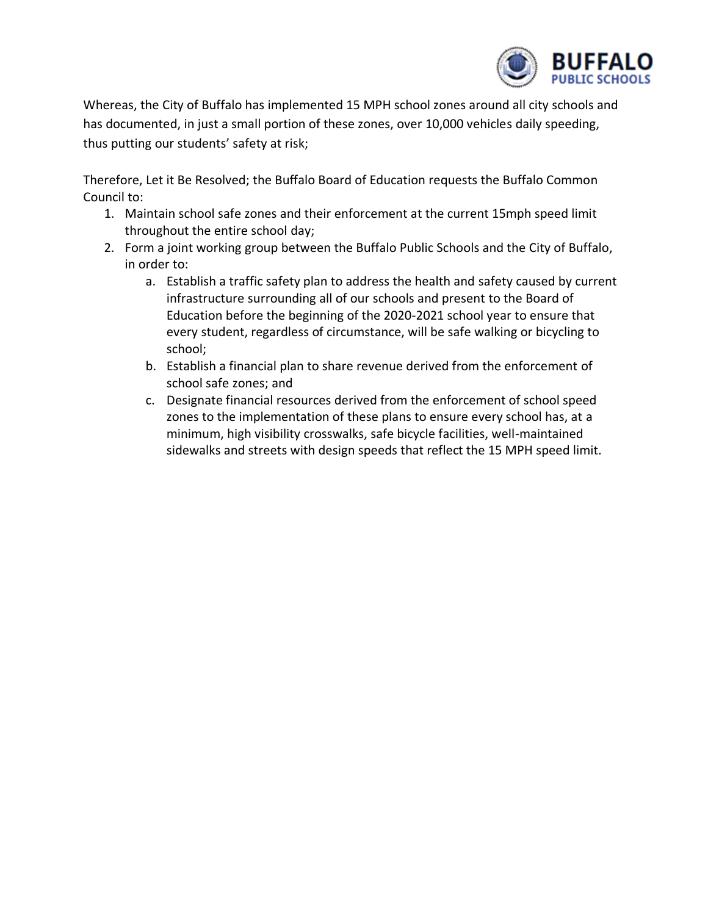Whereas, the City of Buffalo has implemented 15 MPH school zones around all city schools and has documented, in just a small portion of these zones, over 10,000 vehicles daily speeding, thus putting our students' safety at risk;

Therefore, Let it Be Resolved; the Buffalo Board of Education requests the Buffalo Common Council to:

1. Maintain school safe zones and their enforcement at the current 15mph speed limit throughout the entire school day;
2. Form a joint working group between the Buffalo Public Schools and the City of Buffalo, in order to:
    a. Establish a traffic safety plan to address the health and safety caused by current infrastructure surrounding all of our schools and present to the Board of Education before the beginning of the 2020-2021 school year to ensure that every student, regardless of circumstance, will be safe walking or bicycling to school;
    b. Establish a financial plan to share revenue derived from the enforcement of school safe zones; and
    c. Designate financial resources derived from the enforcement of school speed zones to the implementation of these plans to ensure every school has, at a minimum, high visibility crosswalks, safe bicycle facilities, well-maintained sidewalks and streets with design speeds that reflect the 15 MPH speed limit.